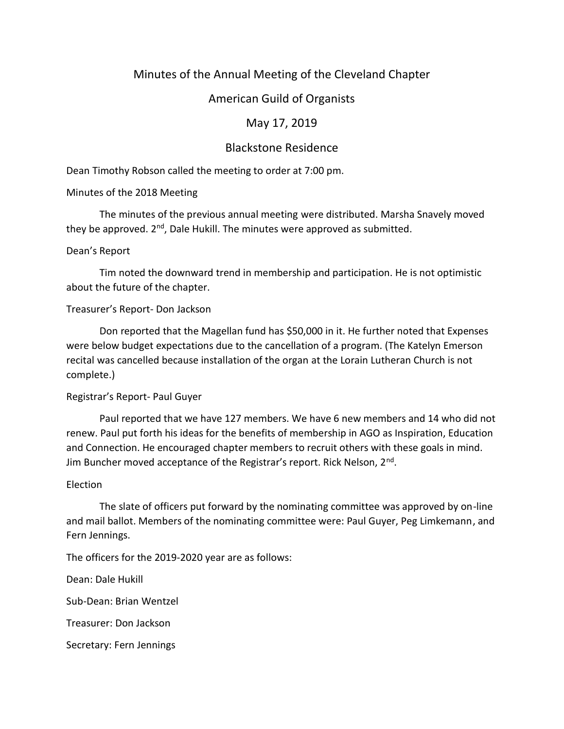# Minutes of the Annual Meeting of the Cleveland Chapter

## American Guild of Organists

## May 17, 2019

## Blackstone Residence

Dean Timothy Robson called the meeting to order at 7:00 pm.

Minutes of the 2018 Meeting

The minutes of the previous annual meeting were distributed. Marsha Snavely moved they be approved. 2nd, Dale Hukill. The minutes were approved as submitted.

Dean's Report

Tim noted the downward trend in membership and participation. He is not optimistic about the future of the chapter.

Treasurer's Report- Don Jackson

Don reported that the Magellan fund has $50,000 in it. He further noted that Expenses were below budget expectations due to the cancellation of a program. (The Katelyn Emerson recital was cancelled because installation of the organ at the Lorain Lutheran Church is not complete.)

Registrar's Report- Paul Guyer

Paul reported that we have 127 members. We have 6 new members and 14 who did not renew. Paul put forth his ideas for the benefits of membership in AGO as Inspiration, Education and Connection. He encouraged chapter members to recruit others with these goals in mind. Jim Buncher moved acceptance of the Registrar's report. Rick Nelson, 2nd.

Election

The slate of officers put forward by the nominating committee was approved by on-line and mail ballot. Members of the nominating committee were: Paul Guyer, Peg Limkemann, and Fern Jennings.

The officers for the 2019-2020 year are as follows:

Dean: Dale Hukill

Sub-Dean: Brian Wentzel

Treasurer: Don Jackson

Secretary: Fern Jennings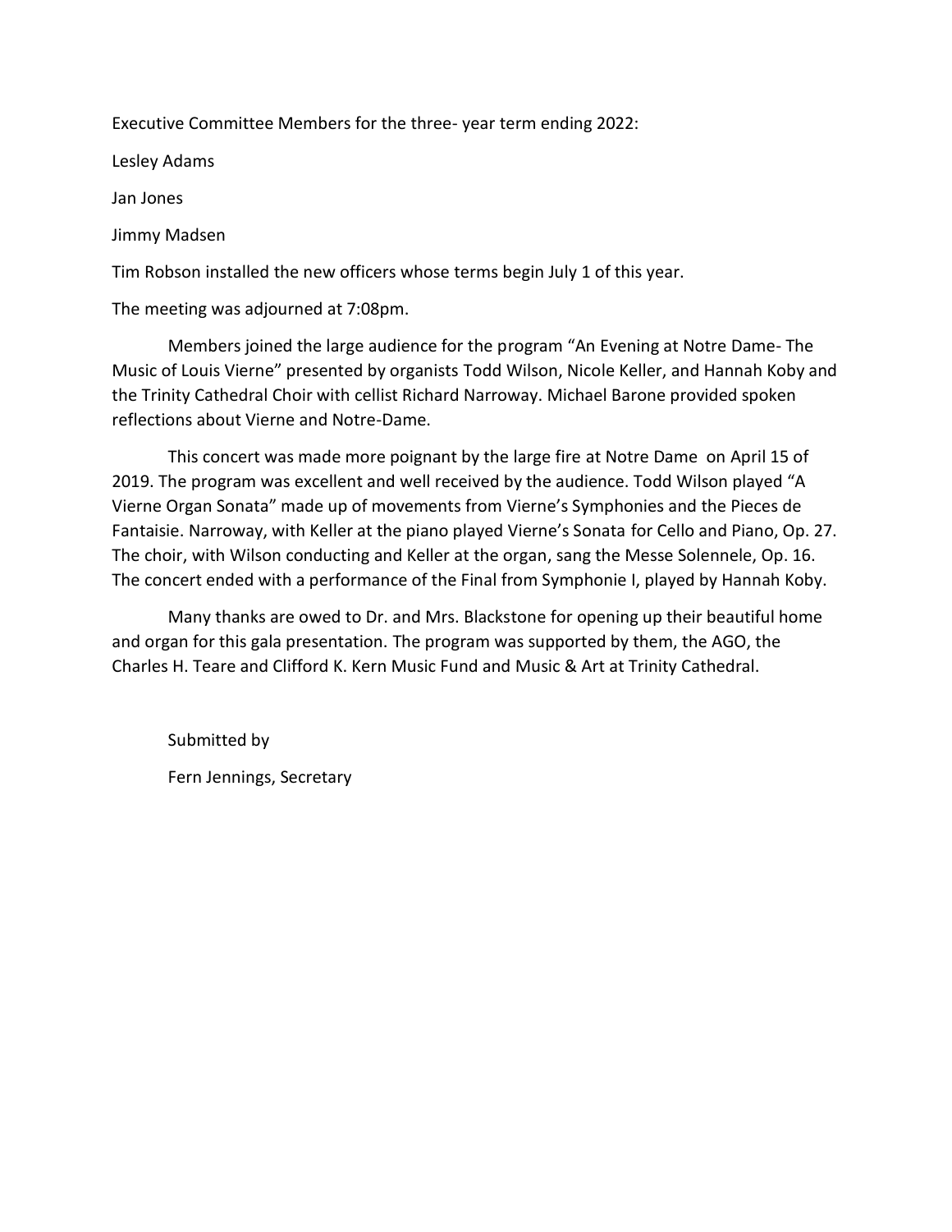Executive Committee Members for the three- year term ending 2022:

Lesley Adams

Jan Jones

Jimmy Madsen

Tim Robson installed the new officers whose terms begin July 1 of this year.

The meeting was adjourned at 7:08pm.

Members joined the large audience for the program "An Evening at Notre Dame- The Music of Louis Vierne" presented by organists Todd Wilson, Nicole Keller, and Hannah Koby and the Trinity Cathedral Choir with cellist Richard Narroway. Michael Barone provided spoken reflections about Vierne and Notre-Dame.

This concert was made more poignant by the large fire at Notre Dame on April 15 of 2019. The program was excellent and well received by the audience. Todd Wilson played "A Vierne Organ Sonata" made up of movements from Vierne's Symphonies and the Pieces de Fantaisie. Narroway, with Keller at the piano played Vierne's Sonata for Cello and Piano, Op. 27. The choir, with Wilson conducting and Keller at the organ, sang the Messe Solennele, Op. 16. The concert ended with a performance of the Final from Symphonie I, played by Hannah Koby.

Many thanks are owed to Dr. and Mrs. Blackstone for opening up their beautiful home and organ for this gala presentation. The program was supported by them, the AGO, the Charles H. Teare and Clifford K. Kern Music Fund and Music & Art at Trinity Cathedral.

Submitted by

Fern Jennings, Secretary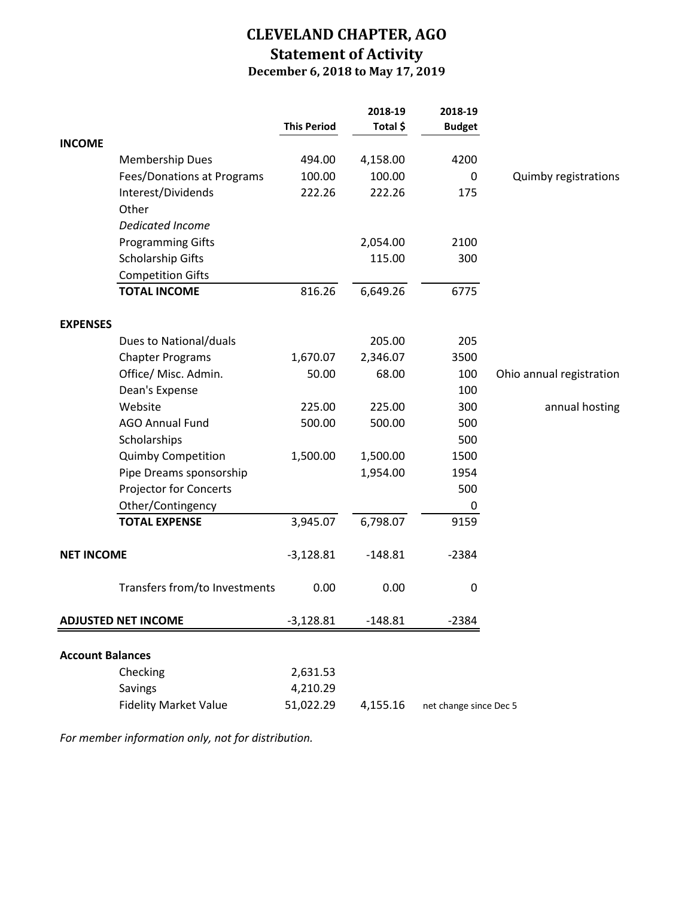# CLEVELAND CHAPTER, AGO

## Statement of Activity

### December 6, 2018 to May 17, 2019

| | | This Period | 2018-19 Total $ | 2018-19 Budget | |
|---|---|---|---|---|---|
| **INCOME** | | | | | |
| | Membership Dues | 494.00 | 4,158.00 | 4200 | |
| | Fees/Donations at Programs | 100.00 | 100.00 | 0 | Quimby registrations |
| | Interest/Dividends | 222.26 | 222.26 | 175 | |
| | Other | | | | |
| | *Dedicated Income* | | | | |
| | Programming Gifts | | 2,054.00 | 2100 | |
| | Scholarship Gifts | | 115.00 | 300 | |
| | Competition Gifts | | | | |
| | **TOTAL INCOME** | 816.26 | 6,649.26 | 6775 | |
| **EXPENSES** | | | | | |
| | Dues to National/duals | | 205.00 | 205 | |
| | Chapter Programs | 1,670.07 | 2,346.07 | 3500 | |
| | Office/ Misc. Admin. | 50.00 | 68.00 | 100 | Ohio annual registration |
| | Dean's Expense | | | 100 | |
| | Website | 225.00 | 225.00 | 300 | annual hosting |
| | AGO Annual Fund | 500.00 | 500.00 | 500 | |
| | Scholarships | | | 500 | |
| | Quimby Competition | 1,500.00 | 1,500.00 | 1500 | |
| | Pipe Dreams sponsorship | | 1,954.00 | 1954 | |
| | Projector for Concerts | | | 500 | |
| | Other/Contingency | | | 0 | |
| | **TOTAL EXPENSE** | 3,945.07 | 6,798.07 | 9159 | |
| **NET INCOME** | | -3,128.81 | -148.81 | -2384 | |
| | Transfers from/to Investments | 0.00 | 0.00 | 0 | |
| **ADJUSTED NET INCOME** | | -3,128.81 | -148.81 | -2384 | |

| **Account Balances** | | | | |
|---|---|---|---|---|
| | Checking | 2,631.53 | | |
| | Savings | 4,210.29 | | |
| | Fidelity Market Value | 51,022.29 | 4,155.16 | net change since Dec 5 |

*For member information only, not for distribution.*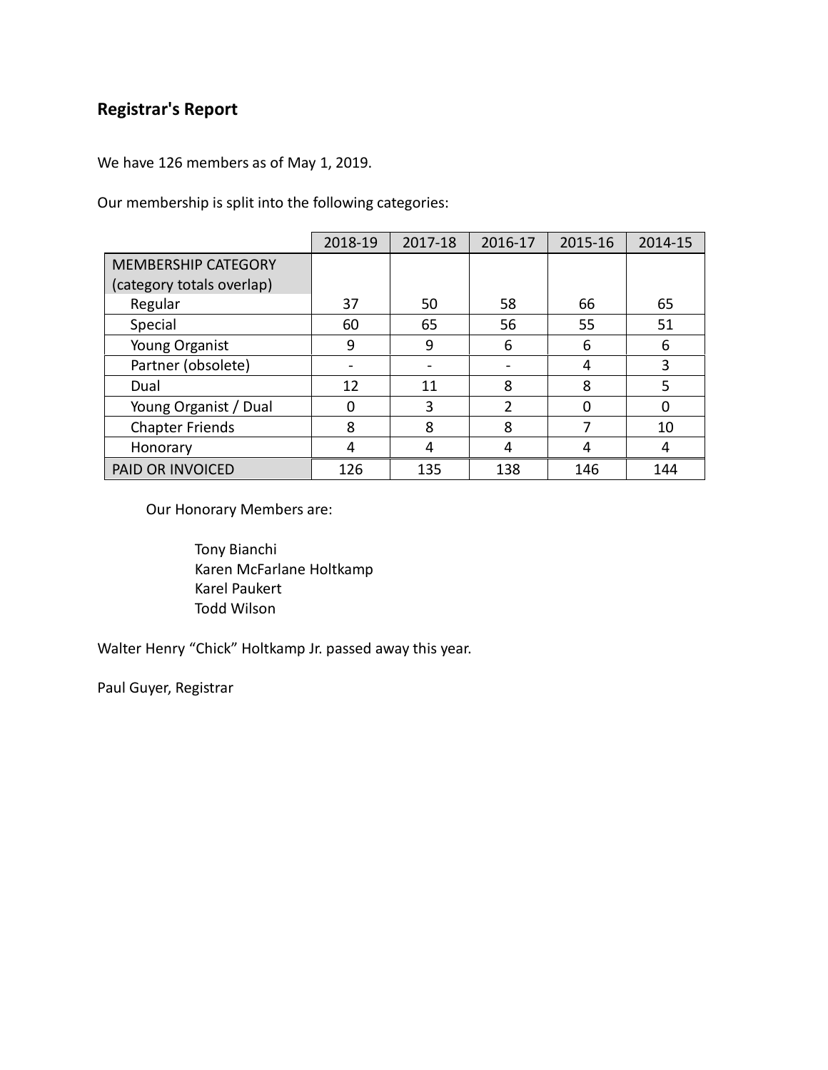## Registrar's Report

We have 126 members as of May 1, 2019.

Our membership is split into the following categories:

| | 2018-19 | 2017-18 | 2016-17 | 2015-16 | 2014-15 |
|---|---|---|---|---|---|
| MEMBERSHIP CATEGORY (category totals overlap) | | | | | |
| Regular | 37 | 50 | 58 | 66 | 65 |
| Special | 60 | 65 | 56 | 55 | 51 |
| Young Organist | 9 | 9 | 6 | 6 | 6 |
| Partner (obsolete) | - | - | - | 4 | 3 |
| Dual | 12 | 11 | 8 | 8 | 5 |
| Young Organist / Dual | 0 | 3 | 2 | 0 | 0 |
| Chapter Friends | 8 | 8 | 8 | 7 | 10 |
| Honorary | 4 | 4 | 4 | 4 | 4 |
| PAID OR INVOICED | 126 | 135 | 138 | 146 | 144 |

Our Honorary Members are:

Tony Bianchi
Karen McFarlane Holtkamp
Karel Paukert
Todd Wilson

Walter Henry “Chick” Holtkamp Jr. passed away this year.

Paul Guyer, Registrar